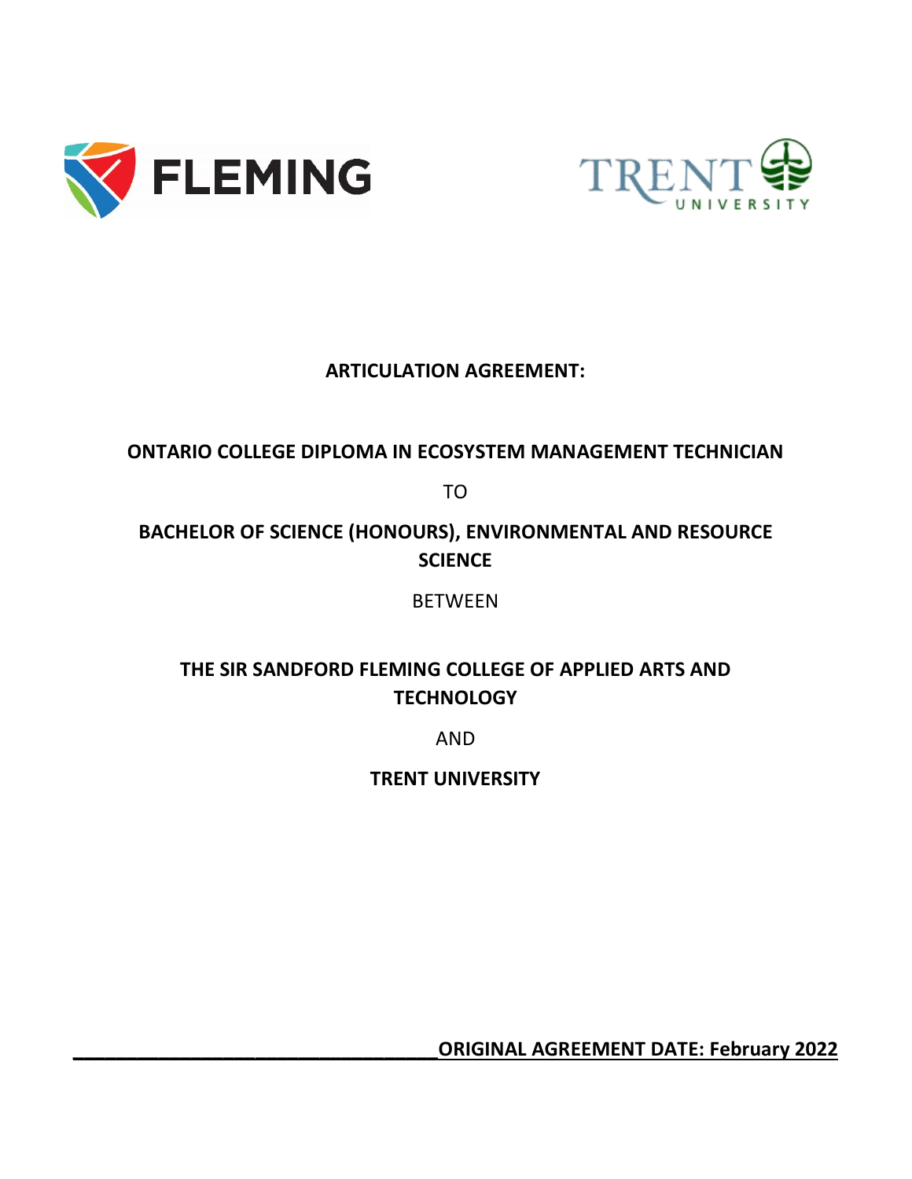FLEMING

TRENT UNIVERSITY

# ARTICULATION AGREEMENT:

## ONTARIO COLLEGE DIPLOMA IN ECOSYSTEM MANAGEMENT TECHNICIAN

TO

## BACHELOR OF SCIENCE (HONOURS), ENVIRONMENTAL AND RESOURCE SCIENCE

BETWEEN

## THE SIR SANDFORD FLEMING COLLEGE OF APPLIED ARTS AND TECHNOLOGY

AND

## TRENT UNIVERSITY

**ORIGINAL AGREEMENT DATE: February 2022**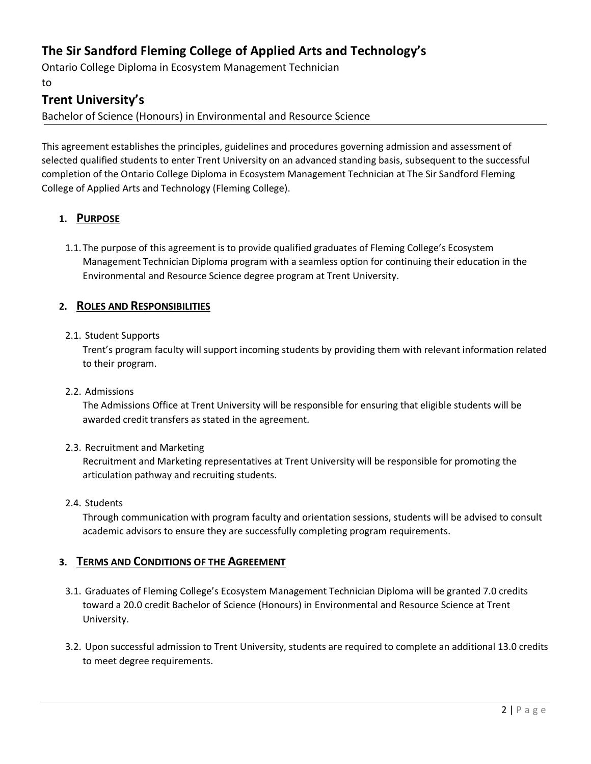## The Sir Sandford Fleming College of Applied Arts and Technology's

Ontario College Diploma in Ecosystem Management Technician

to

## Trent University's

Bachelor of Science (Honours) in Environmental and Resource Science

---

This agreement establishes the principles, guidelines and procedures governing admission and assessment of selected qualified students to enter Trent University on an advanced standing basis, subsequent to the successful completion of the Ontario College Diploma in Ecosystem Management Technician at The Sir Sandford Fleming College of Applied Arts and Technology (Fleming College).

### 1. PURPOSE

1.1. The purpose of this agreement is to provide qualified graduates of Fleming College's Ecosystem Management Technician Diploma program with a seamless option for continuing their education in the Environmental and Resource Science degree program at Trent University.

### 2. ROLES AND RESPONSIBILITIES

2.1. Student Supports

Trent's program faculty will support incoming students by providing them with relevant information related to their program.

2.2. Admissions

The Admissions Office at Trent University will be responsible for ensuring that eligible students will be awarded credit transfers as stated in the agreement.

2.3. Recruitment and Marketing

Recruitment and Marketing representatives at Trent University will be responsible for promoting the articulation pathway and recruiting students.

2.4. Students

Through communication with program faculty and orientation sessions, students will be advised to consult academic advisors to ensure they are successfully completing program requirements.

### 3. TERMS AND CONDITIONS OF THE AGREEMENT

3.1. Graduates of Fleming College's Ecosystem Management Technician Diploma will be granted 7.0 credits toward a 20.0 credit Bachelor of Science (Honours) in Environmental and Resource Science at Trent University.

3.2. Upon successful admission to Trent University, students are required to complete an additional 13.0 credits to meet degree requirements.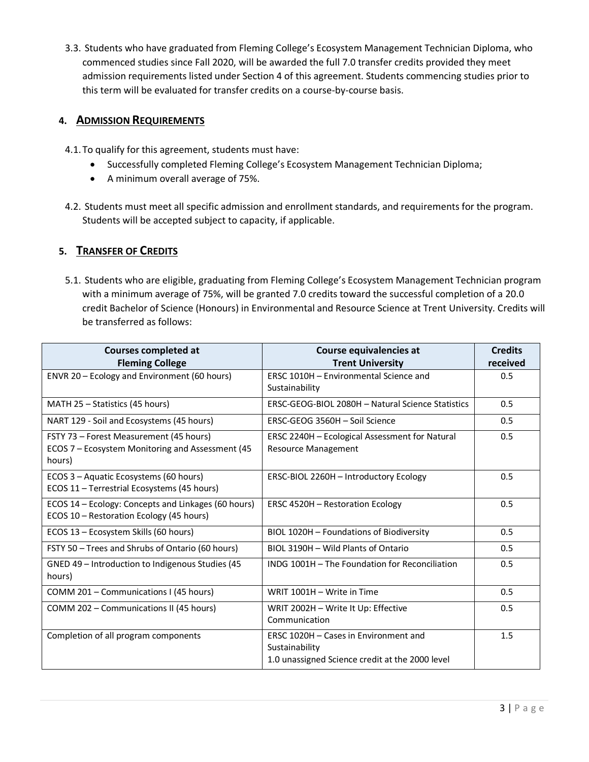3.3. Students who have graduated from Fleming College's Ecosystem Management Technician Diploma, who commenced studies since Fall 2020, will be awarded the full 7.0 transfer credits provided they meet admission requirements listed under Section 4 of this agreement. Students commencing studies prior to this term will be evaluated for transfer credits on a course-by-course basis.

## 4. Admission Requirements

4.1. To qualify for this agreement, students must have:

- Successfully completed Fleming College's Ecosystem Management Technician Diploma;
- A minimum overall average of 75%.

4.2. Students must meet all specific admission and enrollment standards, and requirements for the program. Students will be accepted subject to capacity, if applicable.

## 5. Transfer of Credits

5.1. Students who are eligible, graduating from Fleming College's Ecosystem Management Technician program with a minimum average of 75%, will be granted 7.0 credits toward the successful completion of a 20.0 credit Bachelor of Science (Honours) in Environmental and Resource Science at Trent University. Credits will be transferred as follows:

| Courses completed at Fleming College | Course equivalencies at Trent University | Credits received |
|---|---|---|
| ENVR 20 – Ecology and Environment (60 hours) | ERSC 1010H – Environmental Science and Sustainability | 0.5 |
| MATH 25 – Statistics (45 hours) | ERSC-GEOG-BIOL 2080H – Natural Science Statistics | 0.5 |
| NART 129 - Soil and Ecosystems (45 hours) | ERSC-GEOG 3560H – Soil Science | 0.5 |
| FSTY 73 – Forest Measurement (45 hours)<br>ECOS 7 – Ecosystem Monitoring and Assessment (45 hours) | ERSC 2240H – Ecological Assessment for Natural Resource Management | 0.5 |
| ECOS 3 – Aquatic Ecosystems (60 hours)<br>ECOS 11 – Terrestrial Ecosystems (45 hours) | ERSC-BIOL 2260H – Introductory Ecology | 0.5 |
| ECOS 14 – Ecology: Concepts and Linkages (60 hours)<br>ECOS 10 – Restoration Ecology (45 hours) | ERSC 4520H – Restoration Ecology | 0.5 |
| ECOS 13 – Ecosystem Skills (60 hours) | BIOL 1020H – Foundations of Biodiversity | 0.5 |
| FSTY 50 – Trees and Shrubs of Ontario (60 hours) | BIOL 3190H – Wild Plants of Ontario | 0.5 |
| GNED 49 – Introduction to Indigenous Studies (45 hours) | INDG 1001H – The Foundation for Reconciliation | 0.5 |
| COMM 201 – Communications I (45 hours) | WRIT 1001H – Write in Time | 0.5 |
| COMM 202 – Communications II (45 hours) | WRIT 2002H – Write It Up: Effective Communication | 0.5 |
| Completion of all program components | ERSC 1020H – Cases in Environment and Sustainability<br>1.0 unassigned Science credit at the 2000 level | 1.5 |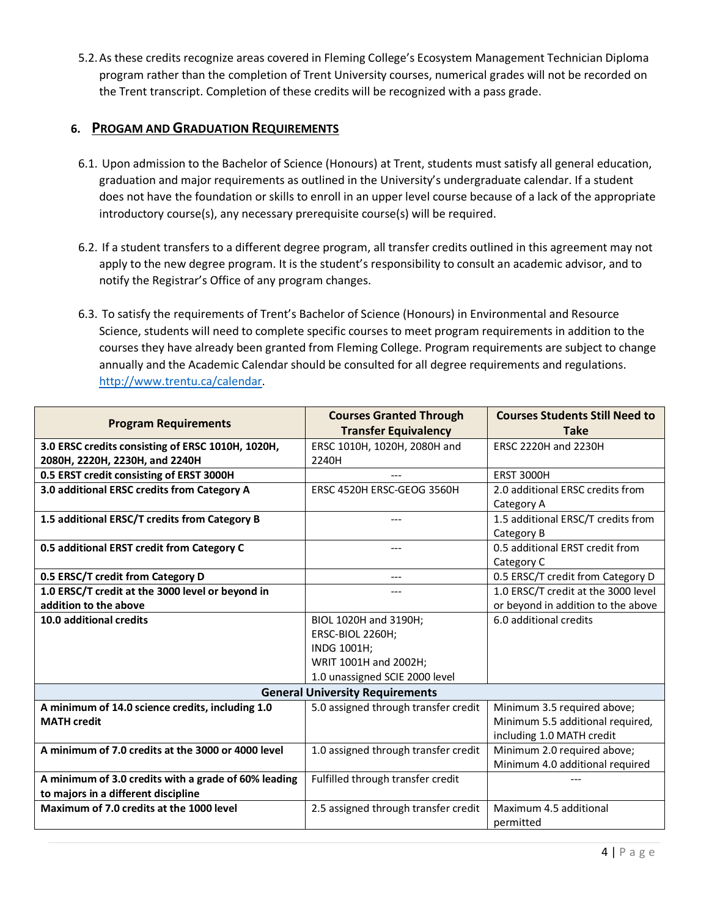5.2. As these credits recognize areas covered in Fleming College's Ecosystem Management Technician Diploma program rather than the completion of Trent University courses, numerical grades will not be recorded on the Trent transcript. Completion of these credits will be recognized with a pass grade.

## 6. PROGAM AND GRADUATION REQUIREMENTS

6.1. Upon admission to the Bachelor of Science (Honours) at Trent, students must satisfy all general education, graduation and major requirements as outlined in the University's undergraduate calendar. If a student does not have the foundation or skills to enroll in an upper level course because of a lack of the appropriate introductory course(s), any necessary prerequisite course(s) will be required.

6.2. If a student transfers to a different degree program, all transfer credits outlined in this agreement may not apply to the new degree program. It is the student's responsibility to consult an academic advisor, and to notify the Registrar's Office of any program changes.

6.3. To satisfy the requirements of Trent's Bachelor of Science (Honours) in Environmental and Resource Science, students will need to complete specific courses to meet program requirements in addition to the courses they have already been granted from Fleming College. Program requirements are subject to change annually and the Academic Calendar should be consulted for all degree requirements and regulations. http://www.trentu.ca/calendar.

| Program Requirements | Courses Granted Through Transfer Equivalency | Courses Students Still Need to Take |
|---|---|---|
| **3.0 ERSC credits consisting of ERSC 1010H, 1020H, 2080H, 2220H, 2230H, and 2240H** | ERSC 1010H, 1020H, 2080H and 2240H | ERSC 2220H and 2230H |
| **0.5 ERST credit consisting of ERST 3000H** | --- | ERST 3000H |
| **3.0 additional ERSC credits from Category A** | ERSC 4520H ERSC-GEOG 3560H | 2.0 additional ERSC credits from Category A |
| **1.5 additional ERSC/T credits from Category B** | --- | 1.5 additional ERSC/T credits from Category B |
| **0.5 additional ERST credit from Category C** | --- | 0.5 additional ERST credit from Category C |
| **0.5 ERSC/T credit from Category D** | --- | 0.5 ERSC/T credit from Category D |
| **1.0 ERSC/T credit at the 3000 level or beyond in addition to the above** | --- | 1.0 ERSC/T credit at the 3000 level or beyond in addition to the above |
| **10.0 additional credits** | BIOL 1020H and 3190H; ERSC-BIOL 2260H; INDG 1001H; WRIT 1001H and 2002H; 1.0 unassigned SCIE 2000 level | 6.0 additional credits |
| **General University Requirements** | | |
| **A minimum of 14.0 science credits, including 1.0 MATH credit** | 5.0 assigned through transfer credit | Minimum 3.5 required above; Minimum 5.5 additional required, including 1.0 MATH credit |
| **A minimum of 7.0 credits at the 3000 or 4000 level** | 1.0 assigned through transfer credit | Minimum 2.0 required above; Minimum 4.0 additional required |
| **A minimum of 3.0 credits with a grade of 60% leading to majors in a different discipline** | Fulfilled through transfer credit | --- |
| **Maximum of 7.0 credits at the 1000 level** | 2.5 assigned through transfer credit | Maximum 4.5 additional permitted |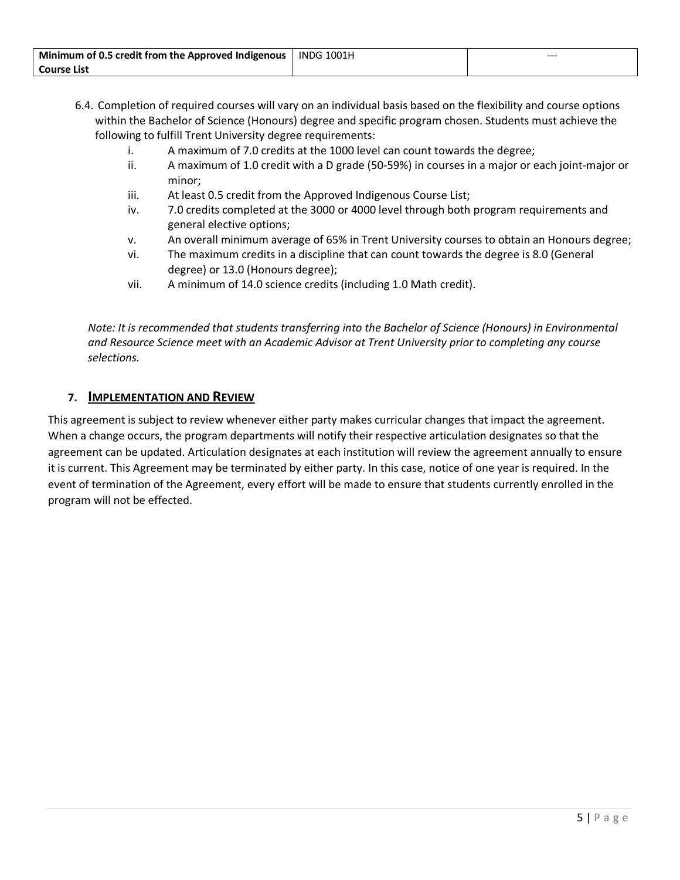| **Minimum of 0.5 credit from the Approved Indigenous Course List** | INDG 1001H | --- |
|---|---|---|

6.4. Completion of required courses will vary on an individual basis based on the flexibility and course options within the Bachelor of Science (Honours) degree and specific program chosen. Students must achieve the following to fulfill Trent University degree requirements:

i. A maximum of 7.0 credits at the 1000 level can count towards the degree;
ii. A maximum of 1.0 credit with a D grade (50-59%) in courses in a major or each joint-major or minor;
iii. At least 0.5 credit from the Approved Indigenous Course List;
iv. 7.0 credits completed at the 3000 or 4000 level through both program requirements and general elective options;
v. An overall minimum average of 65% in Trent University courses to obtain an Honours degree;
vi. The maximum credits in a discipline that can count towards the degree is 8.0 (General degree) or 13.0 (Honours degree);
vii. A minimum of 14.0 science credits (including 1.0 Math credit).

*Note: It is recommended that students transferring into the Bachelor of Science (Honours) in Environmental and Resource Science meet with an Academic Advisor at Trent University prior to completing any course selections.*

## 7. Implementation and Review

This agreement is subject to review whenever either party makes curricular changes that impact the agreement. When a change occurs, the program departments will notify their respective articulation designates so that the agreement can be updated. Articulation designates at each institution will review the agreement annually to ensure it is current. This Agreement may be terminated by either party. In this case, notice of one year is required. In the event of termination of the Agreement, every effort will be made to ensure that students currently enrolled in the program will not be effected.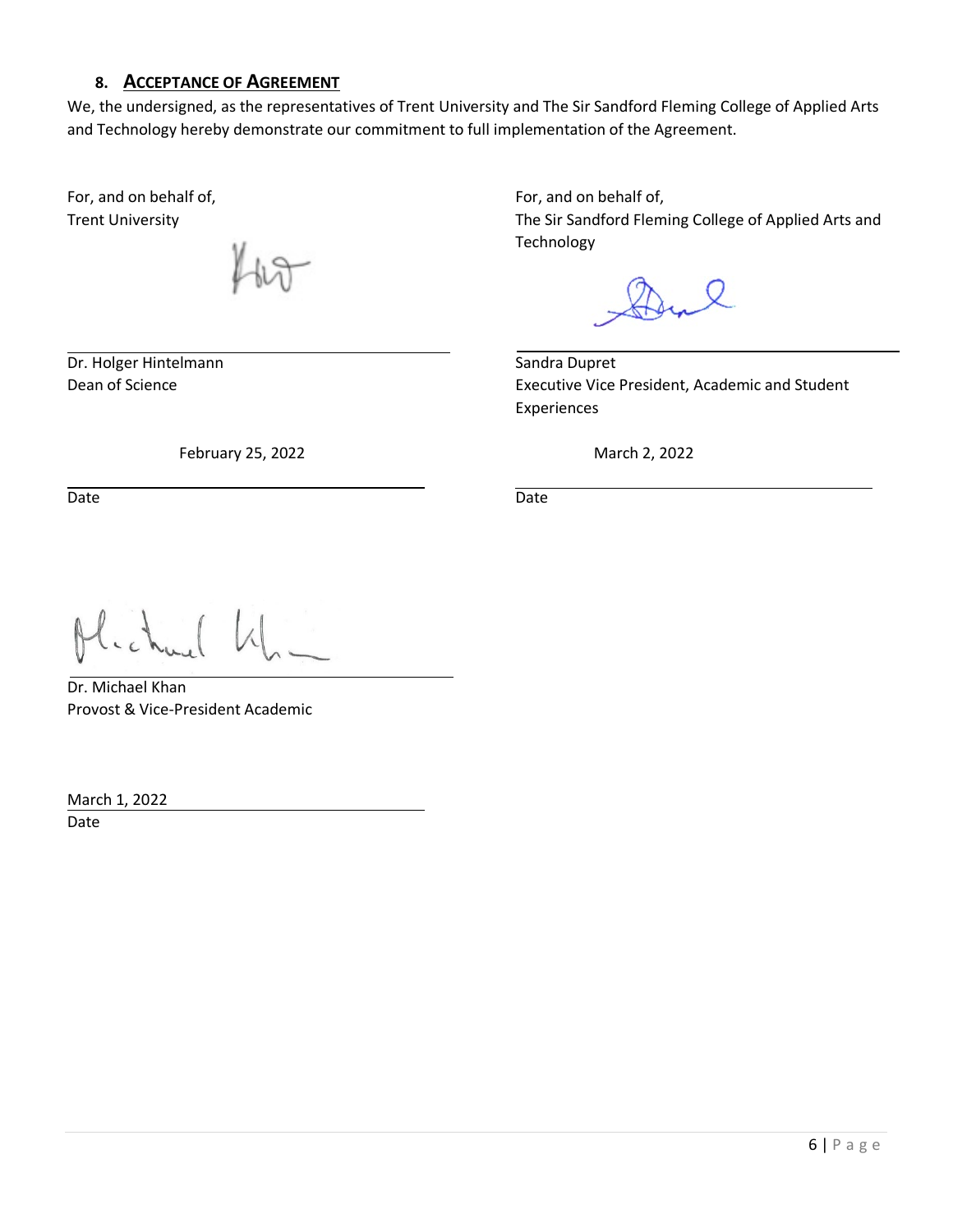## 8. ACCEPTANCE OF AGREEMENT

We, the undersigned, as the representatives of Trent University and The Sir Sandford Fleming College of Applied Arts and Technology hereby demonstrate our commitment to full implementation of the Agreement.

For, and on behalf of,
Trent University

Dr. Holger Hintelmann
Dean of Science

February 25, 2022
Date

For, and on behalf of,
The Sir Sandford Fleming College of Applied Arts and Technology

Sandra Dupret
Executive Vice President, Academic and Student Experiences

March 2, 2022
Date

Dr. Michael Khan
Provost & Vice-President Academic

March 1, 2022
Date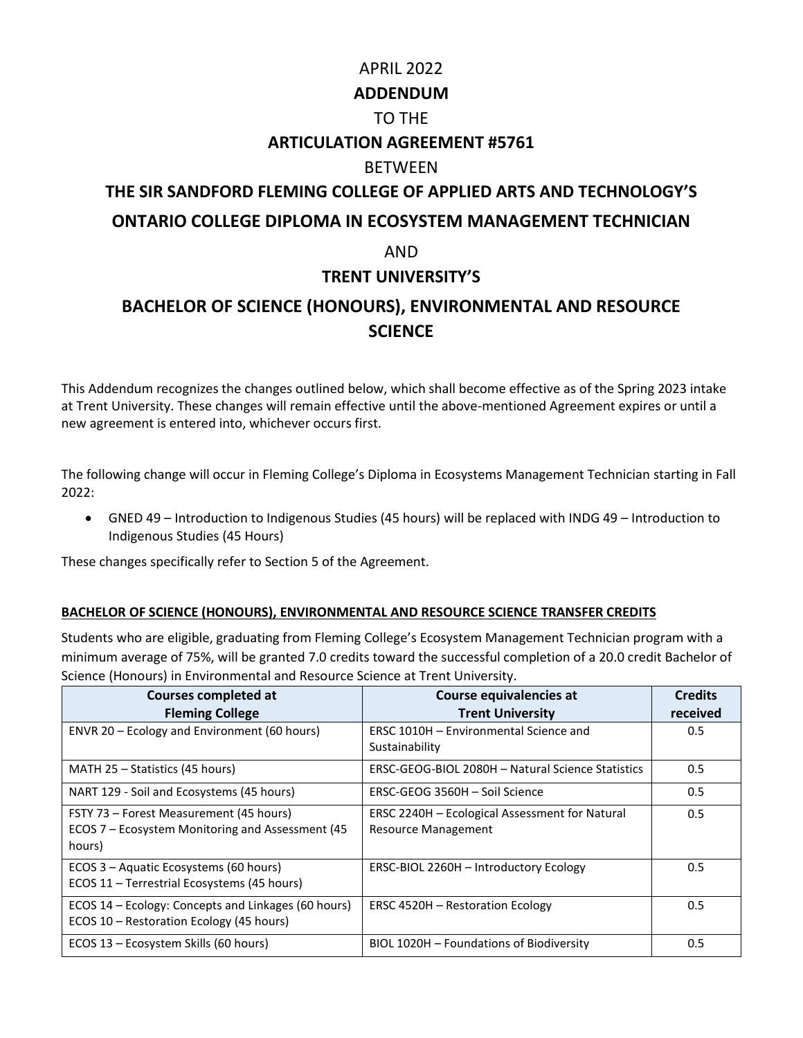APRIL 2022

**ADDENDUM**

TO THE

**ARTICULATION AGREEMENT #5761**

BETWEEN

**THE SIR SANDFORD FLEMING COLLEGE OF APPLIED ARTS AND TECHNOLOGY'S**

**ONTARIO COLLEGE DIPLOMA IN ECOSYSTEM MANAGEMENT TECHNICIAN**

AND

**TRENT UNIVERSITY'S**

**BACHELOR OF SCIENCE (HONOURS), ENVIRONMENTAL AND RESOURCE SCIENCE**

This Addendum recognizes the changes outlined below, which shall become effective as of the Spring 2023 intake at Trent University. These changes will remain effective until the above-mentioned Agreement expires or until a new agreement is entered into, whichever occurs first.

The following change will occur in Fleming College's Diploma in Ecosystems Management Technician starting in Fall 2022:

- GNED 49 – Introduction to Indigenous Studies (45 hours) will be replaced with INDG 49 – Introduction to Indigenous Studies (45 Hours)

These changes specifically refer to Section 5 of the Agreement.

**BACHELOR OF SCIENCE (HONOURS), ENVIRONMENTAL AND RESOURCE SCIENCE TRANSFER CREDITS**

Students who are eligible, graduating from Fleming College's Ecosystem Management Technician program with a minimum average of 75%, will be granted 7.0 credits toward the successful completion of a 20.0 credit Bachelor of Science (Honours) in Environmental and Resource Science at Trent University.

| Courses completed at Fleming College | Course equivalencies at Trent University | Credits received |
|---|---|---|
| ENVR 20 – Ecology and Environment (60 hours) | ERSC 1010H – Environmental Science and Sustainability | 0.5 |
| MATH 25 – Statistics (45 hours) | ERSC-GEOG-BIOL 2080H – Natural Science Statistics | 0.5 |
| NART 129 - Soil and Ecosystems (45 hours) | ERSC-GEOG 3560H – Soil Science | 0.5 |
| FSTY 73 – Forest Measurement (45 hours)<br>ECOS 7 – Ecosystem Monitoring and Assessment (45 hours) | ERSC 2240H – Ecological Assessment for Natural Resource Management | 0.5 |
| ECOS 3 – Aquatic Ecosystems (60 hours)<br>ECOS 11 – Terrestrial Ecosystems (45 hours) | ERSC-BIOL 2260H – Introductory Ecology | 0.5 |
| ECOS 14 – Ecology: Concepts and Linkages (60 hours)<br>ECOS 10 – Restoration Ecology (45 hours) | ERSC 4520H – Restoration Ecology | 0.5 |
| ECOS 13 – Ecosystem Skills (60 hours) | BIOL 1020H – Foundations of Biodiversity | 0.5 |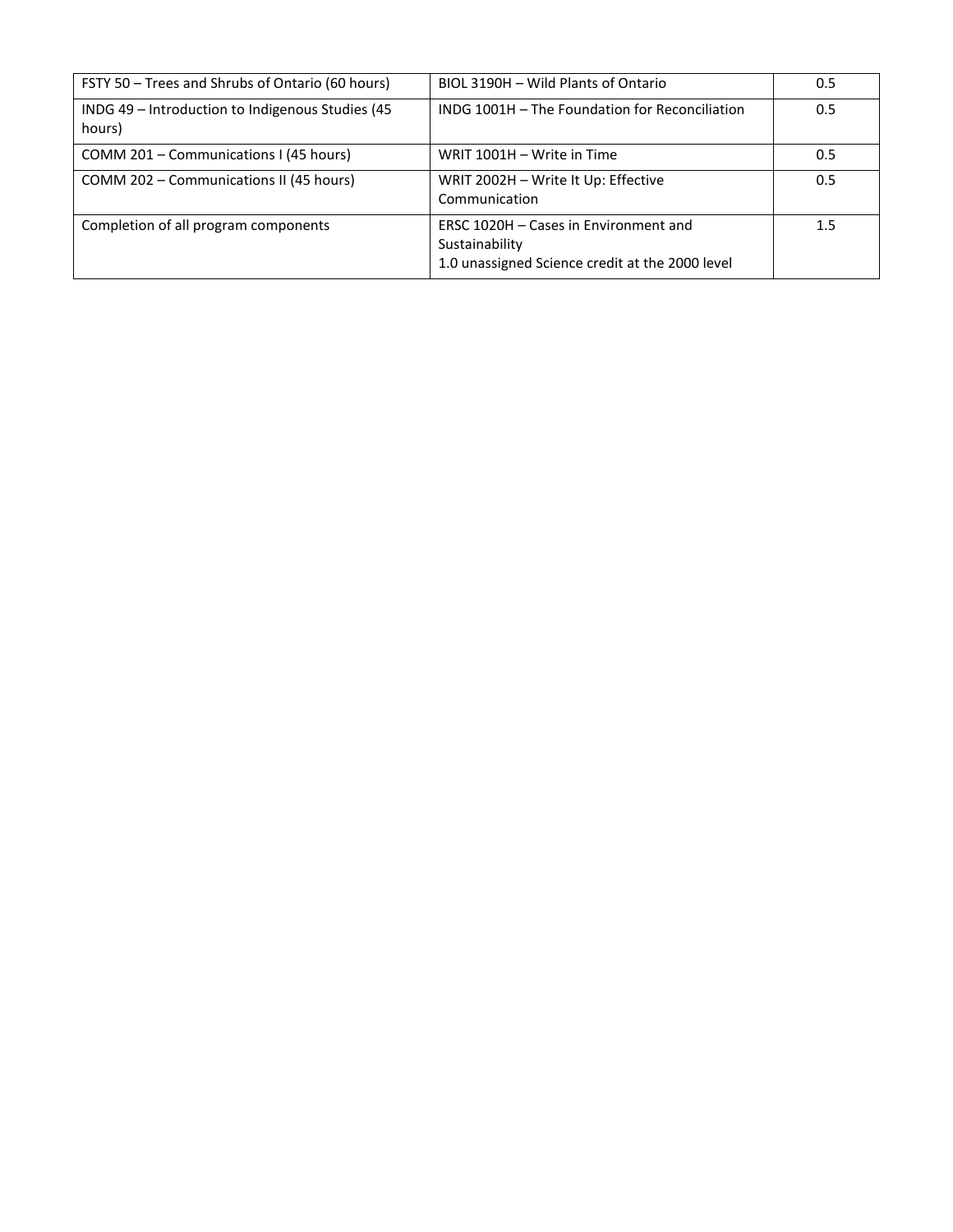| | | |
|---|---|---|
| FSTY 50 – Trees and Shrubs of Ontario (60 hours) | BIOL 3190H – Wild Plants of Ontario | 0.5 |
| INDG 49 – Introduction to Indigenous Studies (45 hours) | INDG 1001H – The Foundation for Reconciliation | 0.5 |
| COMM 201 – Communications I (45 hours) | WRIT 1001H – Write in Time | 0.5 |
| COMM 202 – Communications II (45 hours) | WRIT 2002H – Write It Up: Effective Communication | 0.5 |
| Completion of all program components | ERSC 1020H – Cases in Environment and Sustainability<br>1.0 unassigned Science credit at the 2000 level | 1.5 |